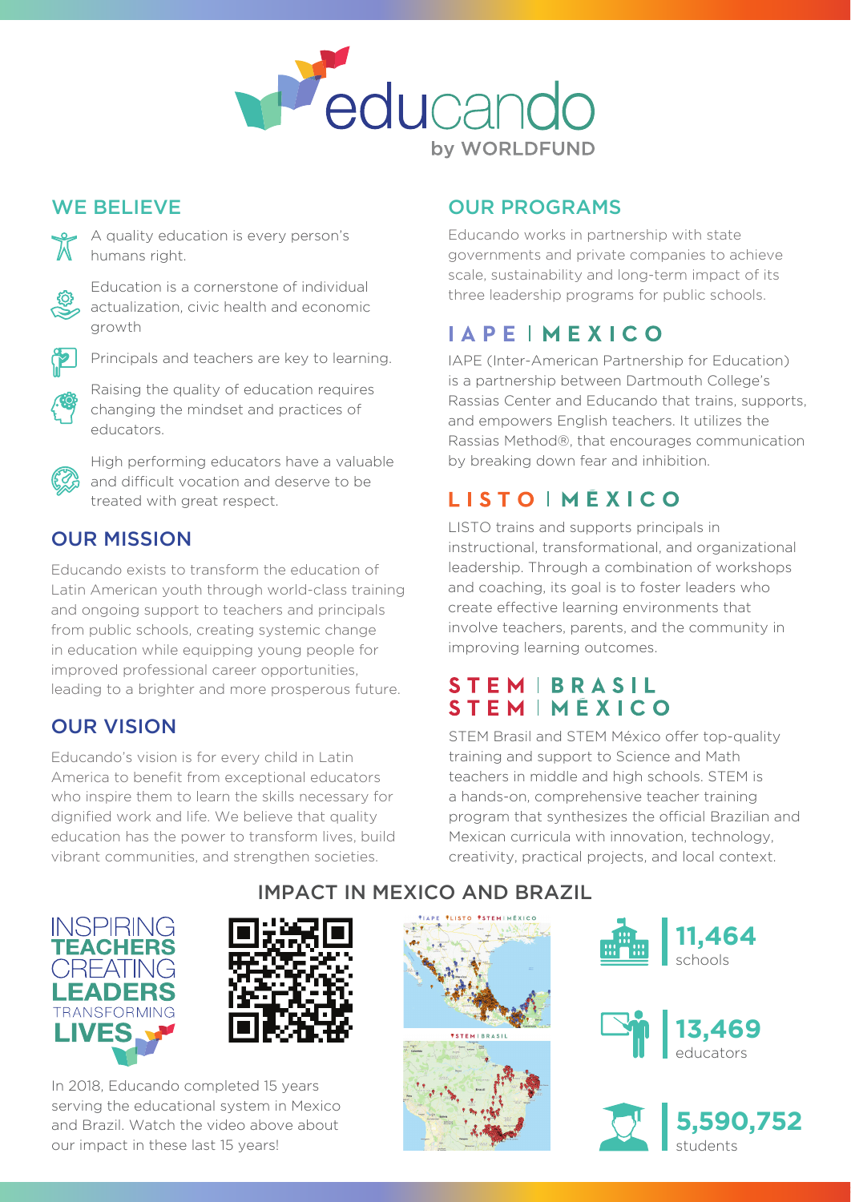# educando

by WORLDFUND

## WE BELIEVE

- A quality education is every person's humans right.
- Education is a cornerstone of individual actualization, civic health and economic growth
- Principals and teachers are key to learning.
- Raising the quality of education requires changing the mindset and practices of educators.
- High performing educators have a valuable and difficult vocation and deserve to be treated with great respect.

## OUR MISSION

Educando exists to transform the education of Latin American youth through world-class training and ongoing support to teachers and principals from public schools, creating systemic change in education while equipping young people for improved professional career opportunities, leading to a brighter and more prosperous future.

## OUR VISION

Educando's vision is for every child in Latin America to benefit from exceptional educators who inspire them to learn the skills necessary for dignified work and life. We believe that quality education has the power to transform lives, build vibrant communities, and strengthen societies.

## OUR PROGRAMS

Educando works in partnership with state governments and private companies to achieve scale, sustainability and long-term impact of its three leadership programs for public schools.

### IAPE | MEXICO

IAPE (Inter-American Partnership for Education) is a partnership between Dartmouth College's Rassias Center and Educando that trains, supports, and empowers English teachers. It utilizes the Rassias Method®, that encourages communication by breaking down fear and inhibition.

### LISTO | MÉXICO

LISTO trains and supports principals in instructional, transformational, and organizational leadership. Through a combination of workshops and coaching, its goal is to foster leaders who create effective learning environments that involve teachers, parents, and the community in improving learning outcomes.

### STEM | BRASIL
### STEM | MÉXICO

STEM Brasil and STEM México offer top-quality training and support to Science and Math teachers in middle and high schools. STEM is a hands-on, comprehensive teacher training program that synthesizes the official Brazilian and Mexican curricula with innovation, technology, creativity, practical projects, and local context.

## IMPACT IN MEXICO AND BRAZIL

INSPIRING **TEACHERS** CREATING **LEADERS** TRANSFORMING **LIVES**

In 2018, Educando completed 15 years serving the educational system in Mexico and Brazil. Watch the video above about our impact in these last 15 years!

IAPE | LISTO | STEM | MÉXICO

STEM | BRASIL

**11,464** schools

**13,469** educators

**5,590,752** students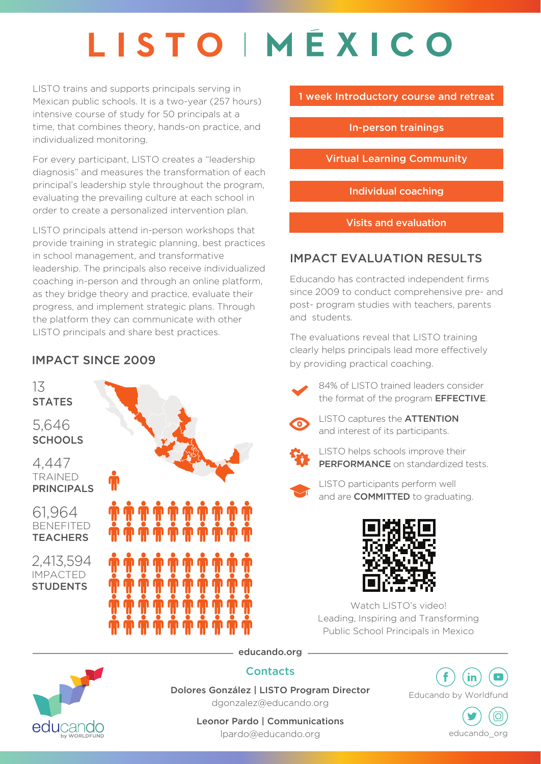# LISTO | MÉXICO

LISTO trains and supports principals serving in Mexican public schools. It is a two-year (257 hours) intensive course of study for 50 principals at a time, that combines theory, hands-on practice, and individualized monitoring.

For every participant, LISTO creates a "leadership diagnosis" and measures the transformation of each principal's leadership style throughout the program, evaluating the prevailing culture at each school in order to create a personalized intervention plan.

LISTO principals attend in-person workshops that provide training in strategic planning, best practices in school management, and transformative leadership. The principals also receive individualized coaching in-person and through an online platform, as they bridge theory and practice, evaluate their progress, and implement strategic plans. Through the platform they can communicate with other LISTO principals and share best practices.

## IMPACT SINCE 2009

13 **STATES**

5,646 **SCHOOLS**

4,447 TRAINED **PRINCIPALS**

61,964 BENEFITED **TEACHERS**

2,413,594 IMPACTED **STUDENTS**

- 1 week Introductory course and retreat
- In-person trainings
- Virtual Learning Community
- Individual coaching
- Visits and evaluation

## IMPACT EVALUATION RESULTS

Educando has contracted independent firms since 2009 to conduct comprehensive pre- and post- program studies with teachers, parents and students.

The evaluations reveal that LISTO training clearly helps principals lead more effectively by providing practical coaching.

- 84% of LISTO trained leaders consider the format of the program **EFFECTIVE**.
- LISTO captures the **ATTENTION** and interest of its participants.
- LISTO helps schools improve their **PERFORMANCE** on standardized tests.
- LISTO participants perform well and are **COMMITTED** to graduating.

Watch LISTO's video!
Leading, Inspiring and Transforming Public School Principals in Mexico

educando.org

### Contacts

**Dolores González | LISTO Program Director**
dgonzalez@educando.org

**Leonor Pardo | Communications**
lpardo@educando.org

Educando by Worldfund

educando_org